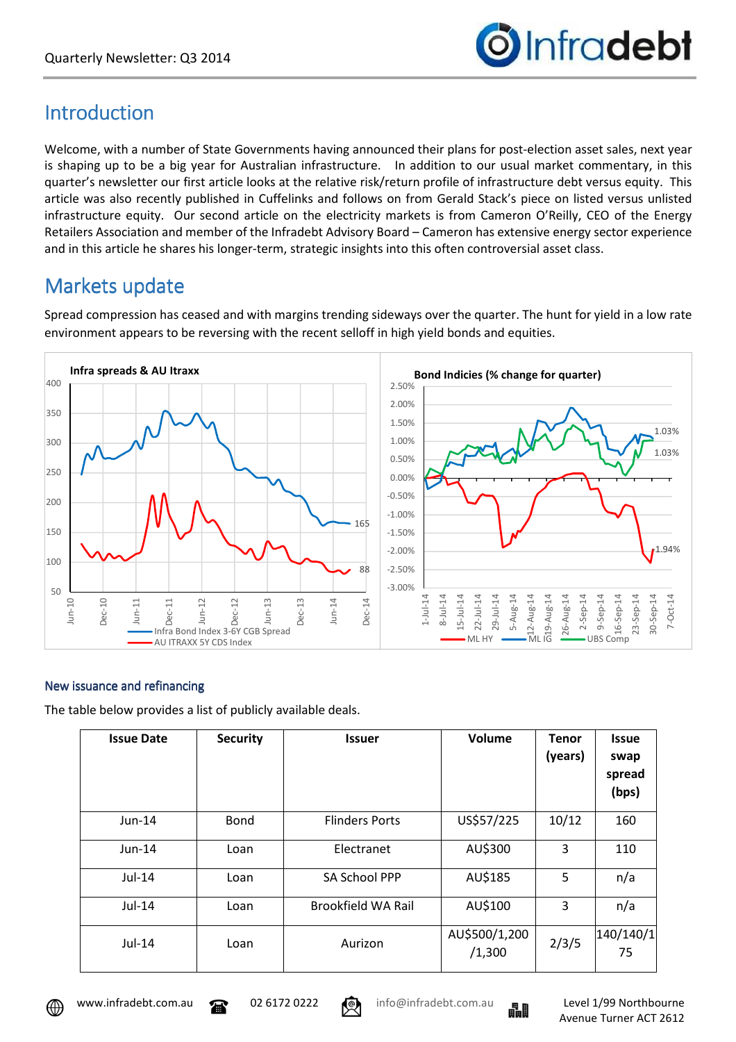# Introduction

Welcome, with a number of State Governments having announced their plans for post-election asset sales, next year is shaping up to be a big year for Australian infrastructure. In addition to our usual market commentary, in this quarter's newsletter our first article looks at the relative risk/return profile of infrastructure debt versus equity. This article was also recently published in Cuffelinks and follows on from Gerald Stack's piece on listed versus unlisted infrastructure equity. Our second article on the electricity markets is from Cameron O'Reilly, CEO of the Energy Retailers Association and member of the Infradebt Advisory Board – Cameron has extensive energy sector experience and in this article he shares his longer-term, strategic insights into this often controversial asset class.

# Markets update

Spread compression has ceased and with margins trending sideways over the quarter. The hunt for yield in a low rate environment appears to be reversing with the recent selloff in high yield bonds and equities.

### New issuance and refinancing

The table below provides a list of publicly available deals.

| Issue Date | Security | Issuer | Volume | Tenor (years) | Issue swap spread (bps) |
|---|---|---|---|---|---|
| Jun-14 | Bond | Flinders Ports | US$57/225 | 10/12 | 160 |
| Jun-14 | Loan | Electranet | AU$300 | 3 | 110 |
| Jul-14 | Loan | SA School PPP | AU$185 | 5 | n/a |
| Jul-14 | Loan | Brookfield WA Rail | AU$100 | 3 | n/a |
| Jul-14 | Loan | Aurizon | AU$500/1,200/1,300 | 2/3/5 | 140/140/175 |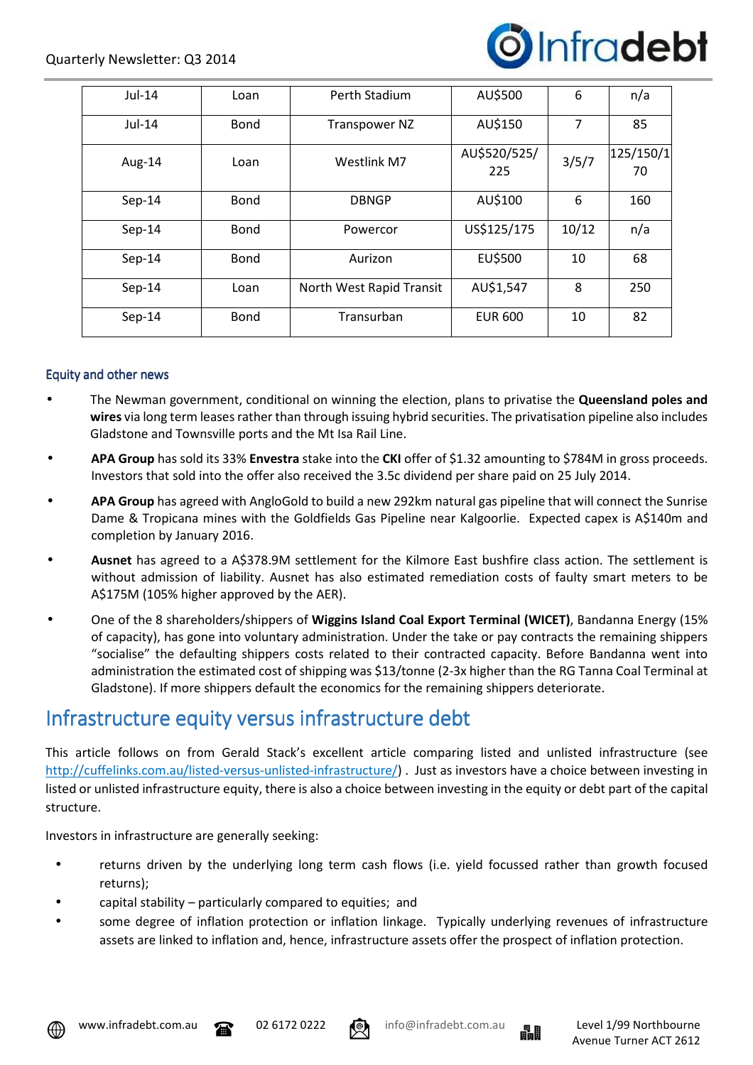| Jul-14 | Loan | Perth Stadium | AU$500 | 6 | n/a |
|---|---|---|---|---|---|
| Jul-14 | Bond | Transpower NZ | AU$150 | 7 | 85 |
| Aug-14 | Loan | Westlink M7 | AU$520/525/225 | 3/5/7 | 125/150/170 |
| Sep-14 | Bond | DBNGP | AU$100 | 6 | 160 |
| Sep-14 | Bond | Powercor | US$125/175 | 10/12 | n/a |
| Sep-14 | Bond | Aurizon | EU$500 | 10 | 68 |
| Sep-14 | Loan | North West Rapid Transit | AU$1,547 | 8 | 250 |
| Sep-14 | Bond | Transurban | EUR 600 | 10 | 82 |

### Equity and other news

- The Newman government, conditional on winning the election, plans to privatise the **Queensland poles and wires** via long term leases rather than through issuing hybrid securities. The privatisation pipeline also includes Gladstone and Townsville ports and the Mt Isa Rail Line.
- **APA Group** has sold its 33% **Envestra** stake into the **CKI** offer of $1.32 amounting to $784M in gross proceeds. Investors that sold into the offer also received the 3.5c dividend per share paid on 25 July 2014.
- **APA Group** has agreed with AngloGold to build a new 292km natural gas pipeline that will connect the Sunrise Dame & Tropicana mines with the Goldfields Gas Pipeline near Kalgoorlie. Expected capex is A$140m and completion by January 2016.
- **Ausnet** has agreed to a A$378.9M settlement for the Kilmore East bushfire class action. The settlement is without admission of liability. Ausnet has also estimated remediation costs of faulty smart meters to be A$175M (105% higher approved by the AER).
- One of the 8 shareholders/shippers of **Wiggins Island Coal Export Terminal (WICET)**, Bandanna Energy (15% of capacity), has gone into voluntary administration. Under the take or pay contracts the remaining shippers "socialise" the defaulting shippers costs related to their contracted capacity. Before Bandanna went into administration the estimated cost of shipping was $13/tonne (2-3x higher than the RG Tanna Coal Terminal at Gladstone). If more shippers default the economics for the remaining shippers deteriorate.

## Infrastructure equity versus infrastructure debt

This article follows on from Gerald Stack's excellent article comparing listed and unlisted infrastructure (see http://cuffelinks.com.au/listed-versus-unlisted-infrastructure/) . Just as investors have a choice between investing in listed or unlisted infrastructure equity, there is also a choice between investing in the equity or debt part of the capital structure.

Investors in infrastructure are generally seeking:

- returns driven by the underlying long term cash flows (i.e. yield focussed rather than growth focused returns);
- capital stability – particularly compared to equities; and
- some degree of inflation protection or inflation linkage. Typically underlying revenues of infrastructure assets are linked to inflation and, hence, infrastructure assets offer the prospect of inflation protection.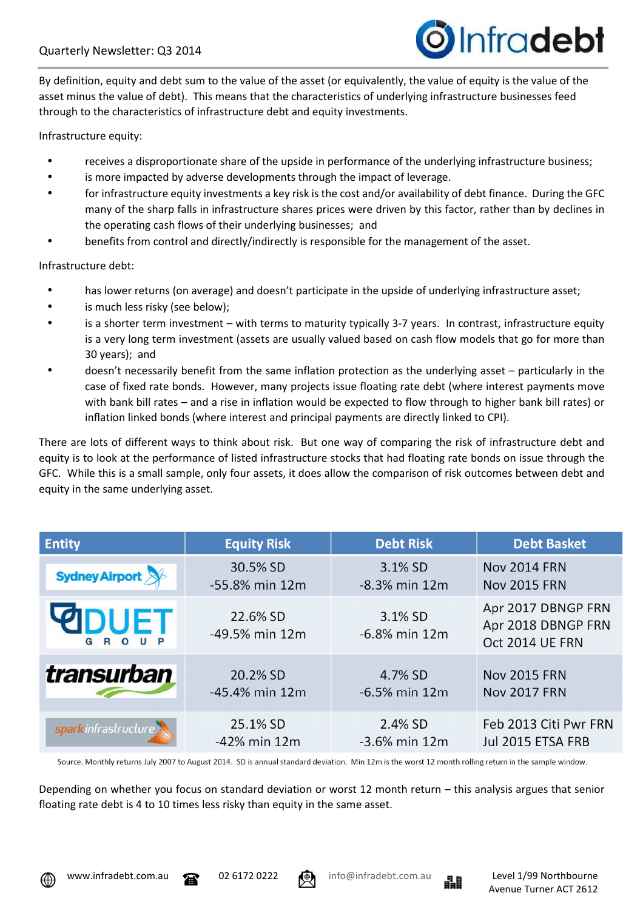By definition, equity and debt sum to the value of the asset (or equivalently, the value of equity is the value of the asset minus the value of debt). This means that the characteristics of underlying infrastructure businesses feed through to the characteristics of infrastructure debt and equity investments.

Infrastructure equity:

- receives a disproportionate share of the upside in performance of the underlying infrastructure business;
- is more impacted by adverse developments through the impact of leverage.
- for infrastructure equity investments a key risk is the cost and/or availability of debt finance. During the GFC many of the sharp falls in infrastructure shares prices were driven by this factor, rather than by declines in the operating cash flows of their underlying businesses; and
- benefits from control and directly/indirectly is responsible for the management of the asset.

Infrastructure debt:

- has lower returns (on average) and doesn't participate in the upside of underlying infrastructure asset;
- is much less risky (see below);
- is a shorter term investment – with terms to maturity typically 3-7 years. In contrast, infrastructure equity is a very long term investment (assets are usually valued based on cash flow models that go for more than 30 years); and
- doesn't necessarily benefit from the same inflation protection as the underlying asset – particularly in the case of fixed rate bonds. However, many projects issue floating rate debt (where interest payments move with bank bill rates – and a rise in inflation would be expected to flow through to higher bank bill rates) or inflation linked bonds (where interest and principal payments are directly linked to CPI).

There are lots of different ways to think about risk. But one way of comparing the risk of infrastructure debt and equity is to look at the performance of listed infrastructure stocks that had floating rate bonds on issue through the GFC. While this is a small sample, only four assets, it does allow the comparison of risk outcomes between debt and equity in the same underlying asset.

| Entity | Equity Risk | Debt Risk | Debt Basket |
|---|---|---|---|
| Sydney Airport | 30.5% SD<br>-55.8% min 12m | 3.1% SD<br>-8.3% min 12m | Nov 2014 FRN<br>Nov 2015 FRN |
| DUET Group | 22.6% SD<br>-49.5% min 12m | 3.1% SD<br>-6.8% min 12m | Apr 2017 DBNGP FRN<br>Apr 2018 DBNGP FRN<br>Oct 2014 UE FRN |
| transurban | 20.2% SD<br>-45.4% min 12m | 4.7% SD<br>-6.5% min 12m | Nov 2015 FRN<br>Nov 2017 FRN |
| spark infrastructure | 25.1% SD<br>-42% min 12m | 2.4% SD<br>-3.6% min 12m | Feb 2013 Citi Pwr FRN<br>Jul 2015 ETSA FRB |

Source. Monthly returns July 2007 to August 2014. SD is annual standard deviation. Min 12m is the worst 12 month rolling return in the sample window.

Depending on whether you focus on standard deviation or worst 12 month return – this analysis argues that senior floating rate debt is 4 to 10 times less risky than equity in the same asset.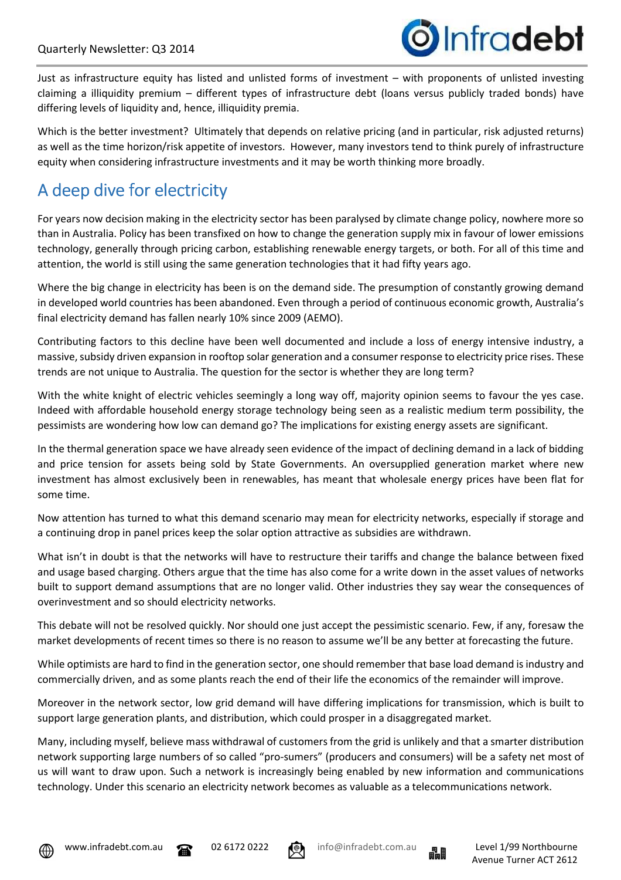Just as infrastructure equity has listed and unlisted forms of investment – with proponents of unlisted investing claiming a illiquidity premium – different types of infrastructure debt (loans versus publicly traded bonds) have differing levels of liquidity and, hence, illiquidity premia.

Which is the better investment? Ultimately that depends on relative pricing (and in particular, risk adjusted returns) as well as the time horizon/risk appetite of investors. However, many investors tend to think purely of infrastructure equity when considering infrastructure investments and it may be worth thinking more broadly.

## A deep dive for electricity

For years now decision making in the electricity sector has been paralysed by climate change policy, nowhere more so than in Australia. Policy has been transfixed on how to change the generation supply mix in favour of lower emissions technology, generally through pricing carbon, establishing renewable energy targets, or both. For all of this time and attention, the world is still using the same generation technologies that it had fifty years ago.

Where the big change in electricity has been is on the demand side. The presumption of constantly growing demand in developed world countries has been abandoned. Even through a period of continuous economic growth, Australia's final electricity demand has fallen nearly 10% since 2009 (AEMO).

Contributing factors to this decline have been well documented and include a loss of energy intensive industry, a massive, subsidy driven expansion in rooftop solar generation and a consumer response to electricity price rises. These trends are not unique to Australia. The question for the sector is whether they are long term?

With the white knight of electric vehicles seemingly a long way off, majority opinion seems to favour the yes case. Indeed with affordable household energy storage technology being seen as a realistic medium term possibility, the pessimists are wondering how low can demand go? The implications for existing energy assets are significant.

In the thermal generation space we have already seen evidence of the impact of declining demand in a lack of bidding and price tension for assets being sold by State Governments. An oversupplied generation market where new investment has almost exclusively been in renewables, has meant that wholesale energy prices have been flat for some time.

Now attention has turned to what this demand scenario may mean for electricity networks, especially if storage and a continuing drop in panel prices keep the solar option attractive as subsidies are withdrawn.

What isn't in doubt is that the networks will have to restructure their tariffs and change the balance between fixed and usage based charging. Others argue that the time has also come for a write down in the asset values of networks built to support demand assumptions that are no longer valid. Other industries they say wear the consequences of overinvestment and so should electricity networks.

This debate will not be resolved quickly. Nor should one just accept the pessimistic scenario. Few, if any, foresaw the market developments of recent times so there is no reason to assume we'll be any better at forecasting the future.

While optimists are hard to find in the generation sector, one should remember that base load demand is industry and commercially driven, and as some plants reach the end of their life the economics of the remainder will improve.

Moreover in the network sector, low grid demand will have differing implications for transmission, which is built to support large generation plants, and distribution, which could prosper in a disaggregated market.

Many, including myself, believe mass withdrawal of customers from the grid is unlikely and that a smarter distribution network supporting large numbers of so called "pro-sumers" (producers and consumers) will be a safety net most of us will want to draw upon. Such a network is increasingly being enabled by new information and communications technology. Under this scenario an electricity network becomes as valuable as a telecommunications network.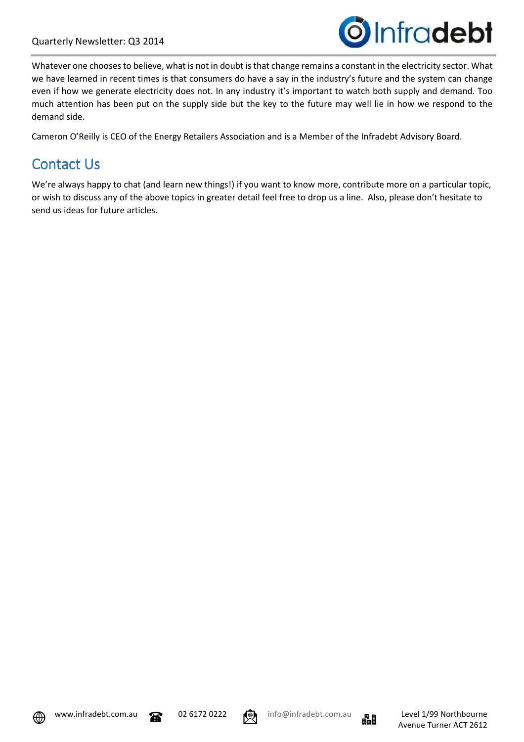Whatever one chooses to believe, what is not in doubt is that change remains a constant in the electricity sector. What we have learned in recent times is that consumers do have a say in the industry's future and the system can change even if how we generate electricity does not. In any industry it's important to watch both supply and demand. Too much attention has been put on the supply side but the key to the future may well lie in how we respond to the demand side.

Cameron O'Reilly is CEO of the Energy Retailers Association and is a Member of the Infradebt Advisory Board.

## Contact Us

We're always happy to chat (and learn new things!) if you want to know more, contribute more on a particular topic, or wish to discuss any of the above topics in greater detail feel free to drop us a line. Also, please don't hesitate to send us ideas for future articles.

www.infradebt.com.au 02 6172 0222 info@infradebt.com.au Level 1/99 Northbourne Avenue Turner ACT 2612